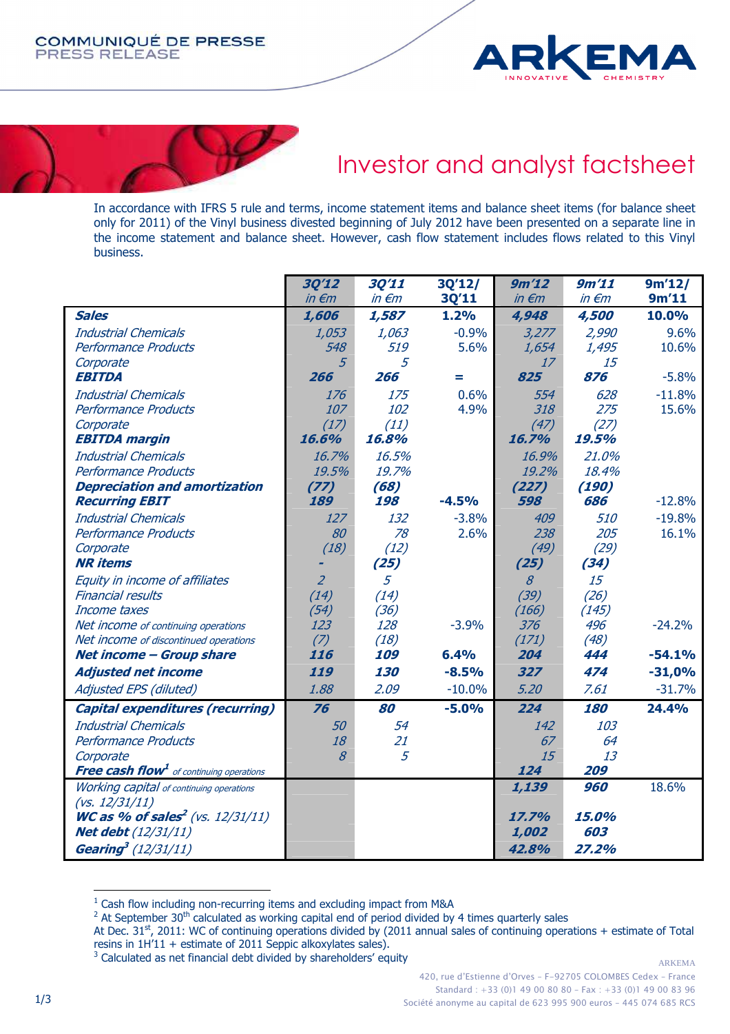COMMUNIQUÉ DE PRESSE
PRESS RELEASE

# Investor and analyst factsheet

In accordance with IFRS 5 rule and terms, income statement items and balance sheet items (for balance sheet only for 2011) of the Vinyl business divested beginning of July 2012 have been presented on a separate line in the income statement and balance sheet. However, cash flow statement includes flows related to this Vinyl business.

| | 3Q'12 in €m | 3Q'11 in €m | 3Q'12/ 3Q'11 | 9m'12 in €m | 9m'11 in €m | 9m'12/ 9m'11 |
|---|---|---|---|---|---|---|
| **Sales** | **1,606** | **1,587** | **1.2%** | **4,948** | **4,500** | **10.0%** |
| Industrial Chemicals | 1,053 | 1,063 | -0.9% | 3,277 | 2,990 | 9.6% |
| Performance Products | 548 | 519 | 5.6% | 1,654 | 1,495 | 10.6% |
| Corporate | 5 | 5 | | 17 | 15 | |
| **EBITDA** | **266** | **266** | **=** | **825** | **876** | -5.8% |
| Industrial Chemicals | 176 | 175 | 0.6% | 554 | 628 | -11.8% |
| Performance Products | 107 | 102 | 4.9% | 318 | 275 | 15.6% |
| Corporate | (17) | (11) | | (47) | (27) | |
| **EBITDA margin** | **16.6%** | **16.8%** | | **16.7%** | **19.5%** | |
| Industrial Chemicals | 16.7% | 16.5% | | 16.9% | 21.0% | |
| Performance Products | 19.5% | 19.7% | | 19.2% | 18.4% | |
| **Depreciation and amortization** | **(77)** | **(68)** | | **(227)** | **(190)** | |
| **Recurring EBIT** | **189** | **198** | **-4.5%** | **598** | **686** | -12.8% |
| Industrial Chemicals | 127 | 132 | -3.8% | 409 | 510 | -19.8% |
| Performance Products | 80 | 78 | 2.6% | 238 | 205 | 16.1% |
| Corporate | (18) | (12) | | (49) | (29) | |
| **NR items** | **-** | **(25)** | | **(25)** | **(34)** | |
| Equity in income of affiliates | 2 | 5 | | 8 | 15 | |
| Financial results | (14) | (14) | | (39) | (26) | |
| Income taxes | (54) | (36) | | (166) | (145) | |
| Net income of continuing operations | 123 | 128 | -3.9% | 376 | 496 | -24.2% |
| Net income of discontinued operations | (7) | (18) | | (171) | (48) | |
| **Net income – Group share** | **116** | **109** | **6.4%** | **204** | **444** | **-54.1%** |
| **Adjusted net income** | **119** | **130** | **-8.5%** | **327** | **474** | **-31,0%** |
| Adjusted EPS (diluted) | 1.88 | 2.09 | -10.0% | 5.20 | 7.61 | -31.7% |
| **Capital expenditures (recurring)** | **76** | **80** | **-5.0%** | **224** | **180** | **24.4%** |
| Industrial Chemicals | 50 | 54 | | 142 | 103 | |
| Performance Products | 18 | 21 | | 67 | 64 | |
| Corporate | 8 | 5 | | 15 | 13 | |
| **Free cash flow**[1] of continuing operations | | | | **124** | **209** | |
| Working capital of continuing operations (vs. 12/31/11) | | | | **1,139** | **960** | 18.6% |
| **WC as % of sales**[2] (vs. 12/31/11) | | | | **17.7%** | **15.0%** | |
| **Net debt** (12/31/11) | | | | **1,002** | **603** | |
| **Gearing**[3] (12/31/11) | | | | **42.8%** | **27.2%** | |

[1] Cash flow including non-recurring items and excluding impact from M&A
[2] At September 30th calculated as working capital end of period divided by 4 times quarterly sales
At Dec. 31st, 2011: WC of continuing operations divided by (2011 annual sales of continuing operations + estimate of Total resins in 1H'11 + estimate of 2011 Seppic alkoxylates sales).
[3] Calculated as net financial debt divided by shareholders' equity

ARKEMA
420, rue d'Estienne d'Orves - F-92705 COLOMBES Cedex - France
Standard : +33 (0)1 49 00 80 80 - Fax : +33 (0)1 49 00 83 96
Société anonyme au capital de 623 995 900 euros - 445 074 685 RCS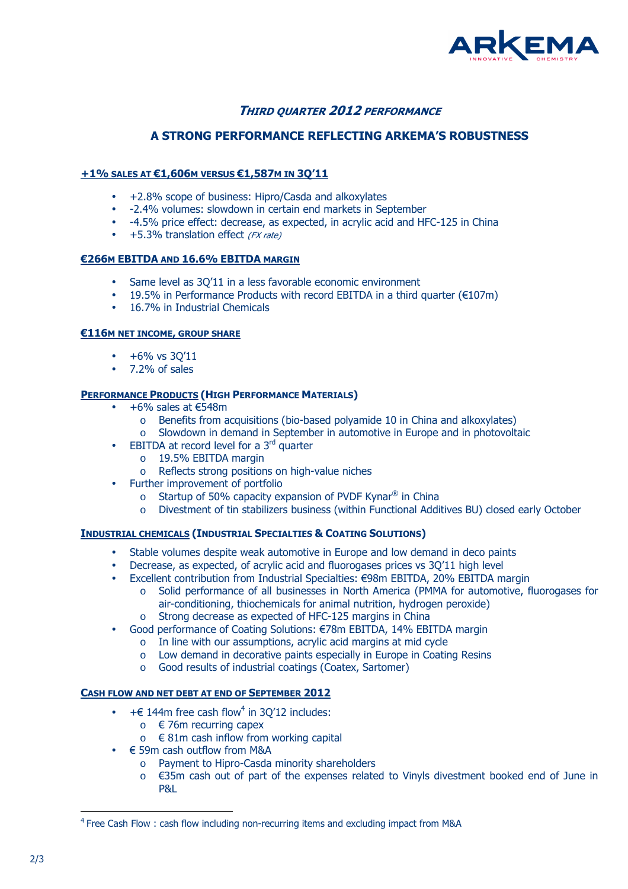# THIRD QUARTER 2012 PERFORMANCE

## A STRONG PERFORMANCE REFLECTING ARKEMA'S ROBUSTNESS

### +1% SALES AT €1,606M VERSUS €1,587M IN 3Q'11

- +2.8% scope of business: Hipro/Casda and alkoxylates
- -2.4% volumes: slowdown in certain end markets in September
- -4.5% price effect: decrease, as expected, in acrylic acid and HFC-125 in China
- +5.3% translation effect *(FX rate)*

### €266M EBITDA AND 16.6% EBITDA MARGIN

- Same level as 3Q'11 in a less favorable economic environment
- 19.5% in Performance Products with record EBITDA in a third quarter (€107m)
- 16.7% in Industrial Chemicals

### €116M NET INCOME, GROUP SHARE

- +6% vs 3Q'11
- 7.2% of sales

### PERFORMANCE PRODUCTS (HIGH PERFORMANCE MATERIALS)

- +6% sales at €548m
  - Benefits from acquisitions (bio-based polyamide 10 in China and alkoxylates)
  - Slowdown in demand in September in automotive in Europe and in photovoltaic
- EBITDA at record level for a 3rd quarter
  - 19.5% EBITDA margin
  - Reflects strong positions on high-value niches
- Further improvement of portfolio
  - Startup of 50% capacity expansion of PVDF Kynar® in China
  - Divestment of tin stabilizers business (within Functional Additives BU) closed early October

### INDUSTRIAL CHEMICALS (INDUSTRIAL SPECIALTIES & COATING SOLUTIONS)

- Stable volumes despite weak automotive in Europe and low demand in deco paints
- Decrease, as expected, of acrylic acid and fluorogases prices vs 3Q'11 high level
- Excellent contribution from Industrial Specialties: €98m EBITDA, 20% EBITDA margin
  - Solid performance of all businesses in North America (PMMA for automotive, fluorogases for air-conditioning, thiochemicals for animal nutrition, hydrogen peroxide)
  - Strong decrease as expected of HFC-125 margins in China
- Good performance of Coating Solutions: €78m EBITDA, 14% EBITDA margin
  - In line with our assumptions, acrylic acid margins at mid cycle
  - Low demand in decorative paints especially in Europe in Coating Resins
  - Good results of industrial coatings (Coatex, Sartomer)

### CASH FLOW AND NET DEBT AT END OF SEPTEMBER 2012

- +€ 144m free cash flow[4] in 3Q'12 includes:
  - € 76m recurring capex
  - € 81m cash inflow from working capital
- € 59m cash outflow from M&A
  - Payment to Hipro-Casda minority shareholders
  - €35m cash out of part of the expenses related to Vinyls divestment booked end of June in P&L

---

[4] Free Cash Flow : cash flow including non-recurring items and excluding impact from M&A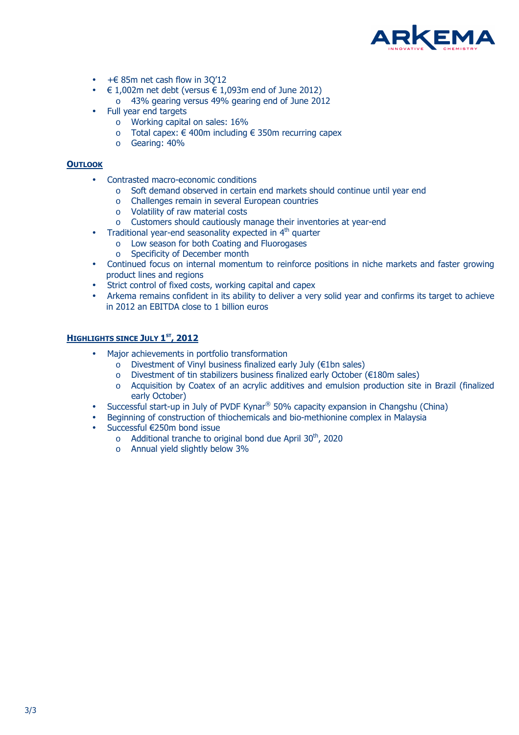- +€ 85m net cash flow in 3Q'12
- € 1,002m net debt (versus € 1,093m end of June 2012)
  - 43% gearing versus 49% gearing end of June 2012
- Full year end targets
  - Working capital on sales: 16%
  - Total capex: € 400m including € 350m recurring capex
  - Gearing: 40%

## OUTLOOK

- Contrasted macro-economic conditions
  - Soft demand observed in certain end markets should continue until year end
  - Challenges remain in several European countries
  - Volatility of raw material costs
  - Customers should cautiously manage their inventories at year-end
- Traditional year-end seasonality expected in 4th quarter
  - Low season for both Coating and Fluorogases
  - Specificity of December month
- Continued focus on internal momentum to reinforce positions in niche markets and faster growing product lines and regions
- Strict control of fixed costs, working capital and capex
- Arkema remains confident in its ability to deliver a very solid year and confirms its target to achieve in 2012 an EBITDA close to 1 billion euros

## HIGHLIGHTS SINCE JULY 1ST, 2012

- Major achievements in portfolio transformation
  - Divestment of Vinyl business finalized early July (€1bn sales)
  - Divestment of tin stabilizers business finalized early October (€180m sales)
  - Acquisition by Coatex of an acrylic additives and emulsion production site in Brazil (finalized early October)
- Successful start-up in July of PVDF Kynar® 50% capacity expansion in Changshu (China)
- Beginning of construction of thiochemicals and bio-methionine complex in Malaysia
- Successful €250m bond issue
  - Additional tranche to original bond due April 30th, 2020
  - Annual yield slightly below 3%